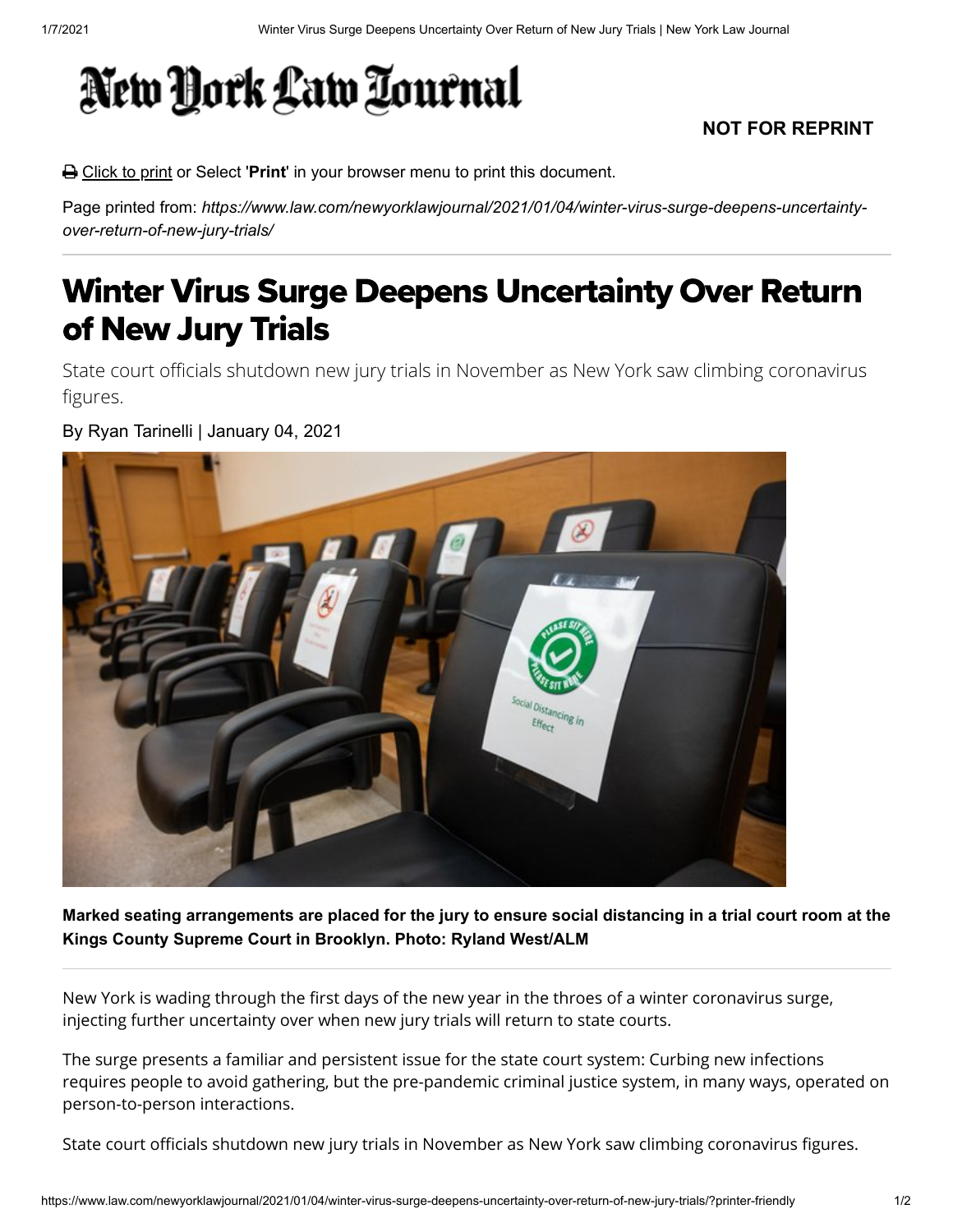# New York Law Journal

**NOT FOR REPRINT**

Click to print or Select '**Print**' in your browser menu to print this document.

Page printed from: *https://www.law.com/newyorklawjournal/2021/01/04/winter-virus-surge-deepens-uncertainty-over-return-of-new-jury-trials/*

# Winter Virus Surge Deepens Uncertainty Over Return of New Jury Trials

State court officials shutdown new jury trials in November as New York saw climbing coronavirus figures.

By Ryan Tarinelli | January 04, 2021

**Marked seating arrangements are placed for the jury to ensure social distancing in a trial court room at the Kings County Supreme Court in Brooklyn. Photo: Ryland West/ALM**

New York is wading through the first days of the new year in the throes of a winter coronavirus surge, injecting further uncertainty over when new jury trials will return to state courts.

The surge presents a familiar and persistent issue for the state court system: Curbing new infections requires people to avoid gathering, but the pre-pandemic criminal justice system, in many ways, operated on person-to-person interactions.

State court officials shutdown new jury trials in November as New York saw climbing coronavirus figures.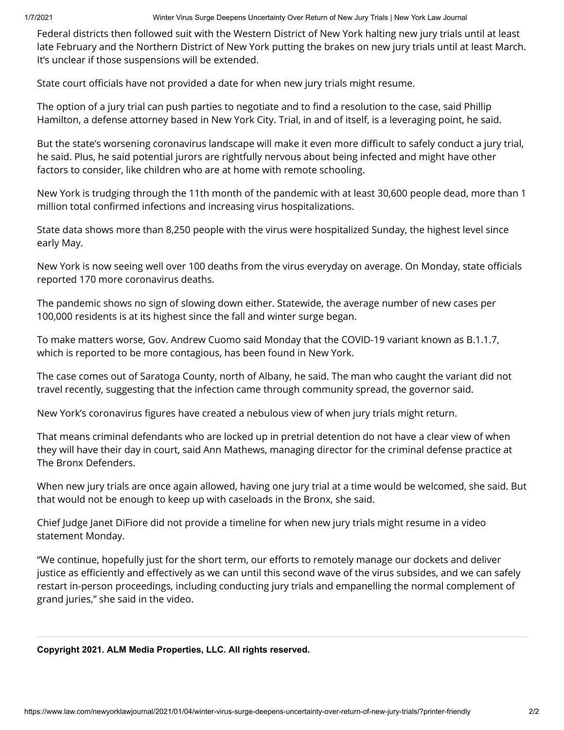Federal districts then followed suit with the Western District of New York halting new jury trials until at least late February and the Northern District of New York putting the brakes on new jury trials until at least March. It's unclear if those suspensions will be extended.

State court officials have not provided a date for when new jury trials might resume.

The option of a jury trial can push parties to negotiate and to find a resolution to the case, said Phillip Hamilton, a defense attorney based in New York City. Trial, in and of itself, is a leveraging point, he said.

But the state's worsening coronavirus landscape will make it even more difficult to safely conduct a jury trial, he said. Plus, he said potential jurors are rightfully nervous about being infected and might have other factors to consider, like children who are at home with remote schooling.

New York is trudging through the 11th month of the pandemic with at least 30,600 people dead, more than 1 million total confirmed infections and increasing virus hospitalizations.

State data shows more than 8,250 people with the virus were hospitalized Sunday, the highest level since early May.

New York is now seeing well over 100 deaths from the virus everyday on average. On Monday, state officials reported 170 more coronavirus deaths.

The pandemic shows no sign of slowing down either. Statewide, the average number of new cases per 100,000 residents is at its highest since the fall and winter surge began.

To make matters worse, Gov. Andrew Cuomo said Monday that the COVID-19 variant known as B.1.1.7, which is reported to be more contagious, has been found in New York.

The case comes out of Saratoga County, north of Albany, he said. The man who caught the variant did not travel recently, suggesting that the infection came through community spread, the governor said.

New York's coronavirus figures have created a nebulous view of when jury trials might return.

That means criminal defendants who are locked up in pretrial detention do not have a clear view of when they will have their day in court, said Ann Mathews, managing director for the criminal defense practice at The Bronx Defenders.

When new jury trials are once again allowed, having one jury trial at a time would be welcomed, she said. But that would not be enough to keep up with caseloads in the Bronx, she said.

Chief Judge Janet DiFiore did not provide a timeline for when new jury trials might resume in a video statement Monday.

"We continue, hopefully just for the short term, our efforts to remotely manage our dockets and deliver justice as efficiently and effectively as we can until this second wave of the virus subsides, and we can safely restart in-person proceedings, including conducting jury trials and empanelling the normal complement of grand juries," she said in the video.

---

**Copyright 2021. ALM Media Properties, LLC. All rights reserved.**